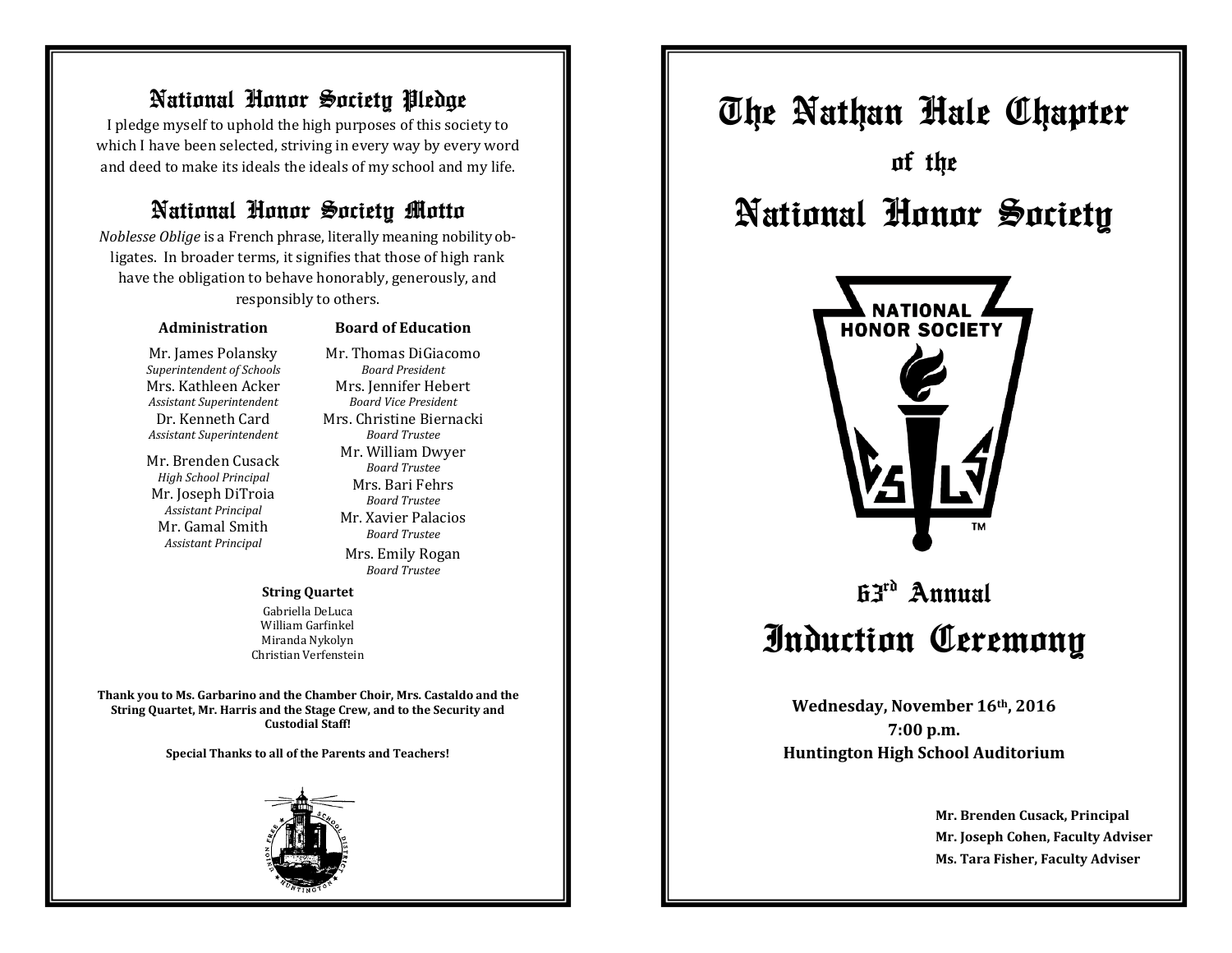## National Honor Society Pledge

I pledge myself to uphold the high purposes of this society to which I have been selected, striving in every way by every word and deed to make its ideals the ideals of my school and my life.

## National Honor Society Motto

*Noblesse Oblige* is a French phrase, literally meaning nobility obligates. In broader terms, it signifies that those of high rank have the obligation to behave honorably, generously, and responsibly to others.

**Administration**

Mr. James Polansky
*Superintendent of Schools*
Mrs. Kathleen Acker
*Assistant Superintendent*
Dr. Kenneth Card
*Assistant Superintendent*

Mr. Brenden Cusack
*High School Principal*
Mr. Joseph DiTroia
*Assistant Principal*
Mr. Gamal Smith
*Assistant Principal*

**Board of Education**

Mr. Thomas DiGiacomo
*Board President*
Mrs. Jennifer Hebert
*Board Vice President*
Mrs. Christine Biernacki
*Board Trustee*
Mr. William Dwyer
*Board Trustee*
Mrs. Bari Fehrs
*Board Trustee*
Mr. Xavier Palacios
*Board Trustee*
Mrs. Emily Rogan
*Board Trustee*

**String Quartet**

Gabriella DeLuca
William Garfinkel
Miranda Nykolyn
Christian Verfenstein

**Thank you to Ms. Garbarino and the Chamber Choir, Mrs. Castaldo and the String Quartet, Mr. Harris and the Stage Crew, and to the Security and Custodial Staff!**

**Special Thanks to all of the Parents and Teachers!**

# The Nathan Hale Chapter

### of the

# National Honor Society

NATIONAL HONOR SOCIETY

## 63rd Annual

# Induction Ceremony

**Wednesday, November 16th, 2016**
**7:00 p.m.**
**Huntington High School Auditorium**

**Mr. Brenden Cusack, Principal**
**Mr. Joseph Cohen, Faculty Adviser**
**Ms. Tara Fisher, Faculty Adviser**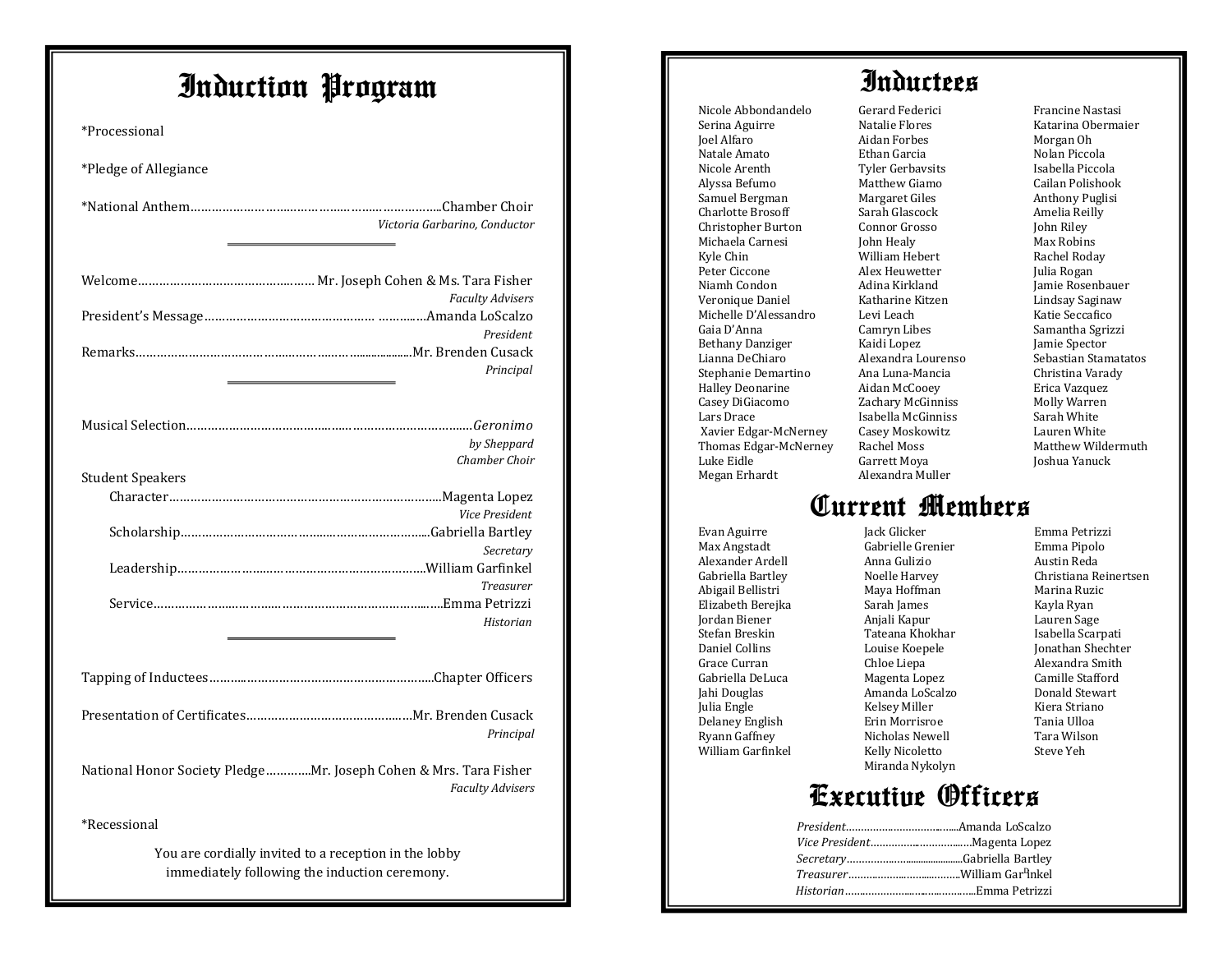# Induction Program

*Processional

*Pledge of Allegiance

*National Anthem……………………………………………………Chamber Choir
*Victoria Garbarino, Conductor*

---

Welcome…………………………………………… Mr. Joseph Cohen & Ms. Tara Fisher
*Faculty Advisers*

President's Message…………………………………………… ……………Amanda LoScalzo
*President*

Remarks…………………………………………………………………Mr. Brenden Cusack
*Principal*

---

Musical Selection………………………………………………………………………*Geronimo*
*by Sheppard*
*Chamber Choir*

Student Speakers

- Character……………………………………………………………………Magenta Lopez
  *Vice President*
- Scholarship…………………………………………………………………Gabriella Bartley
  *Secretary*
- Leadership…………………………………………………………………William Garfinkel
  *Treasurer*
- Service……………………………………………………………………………Emma Petrizzi
  *Historian*

---

Tapping of Inductees……………………………………………………………Chapter Officers

Presentation of Certificates……………………………………………Mr. Brenden Cusack
*Principal*

National Honor Society Pledge…………Mr. Joseph Cohen & Mrs. Tara Fisher
*Faculty Advisers*

*Recessional

You are cordially invited to a reception in the lobby immediately following the induction ceremony.

# Inductees

Nicole Abbondandelo
Serina Aguirre
Joel Alfaro
Natale Amato
Nicole Arenth
Alyssa Befumo
Samuel Bergman
Charlotte Brosoff
Christopher Burton
Michaela Carnesi
Kyle Chin
Peter Ciccone
Niamh Condon
Veronique Daniel
Michelle D'Alessandro
Gaia D'Anna
Bethany Danziger
Lianna DeChiaro
Stephanie Demartino
Halley Deonarine
Casey DiGiacomo
Lars Drace
Xavier Edgar-McNerney
Thomas Edgar-McNerney
Luke Eidle
Megan Erhardt
Gerard Federici
Natalie Flores
Aidan Forbes
Ethan Garcia
Tyler Gerbavsits
Matthew Giamo
Margaret Giles
Sarah Glascock
Connor Grosso
John Healy
William Hebert
Alex Heuwetter
Adina Kirkland
Katharine Kitzen
Levi Leach
Camryn Libes
Kaidi Lopez
Alexandra Lourenso
Ana Luna-Mancia
Aidan McCooey
Zachary McGinniss
Isabella McGinniss
Casey Moskowitz
Rachel Moss
Garrett Moya
Alexandra Muller
Francine Nastasi
Katarina Obermaier
Morgan Oh
Nolan Piccola
Isabella Piccola
Cailan Polishook
Anthony Puglisi
Amelia Reilly
John Riley
Max Robins
Rachel Roday
Julia Rogan
Jamie Rosenbauer
Lindsay Saginaw
Katie Seccafico
Samantha Sgrizzi
Jamie Spector
Sebastian Stamatatos
Christina Varady
Erica Vazquez
Molly Warren
Sarah White
Lauren White
Matthew Wildermuth
Joshua Yanuck

# Current Members

Evan Aguirre
Max Angstadt
Alexander Ardell
Gabriella Bartley
Abigail Bellistri
Elizabeth Berejka
Jordan Biener
Stefan Breskin
Daniel Collins
Grace Curran
Gabriella DeLuca
Jahi Douglas
Julia Engle
Delaney English
Ryann Gaffney
William Garfinkel
Jack Glicker
Gabrielle Grenier
Anna Gulizio
Noelle Harvey
Maya Hoffman
Sarah James
Anjali Kapur
Tateana Khokhar
Louise Koepele
Chloe Liepa
Magenta Lopez
Amanda LoScalzo
Kelsey Miller
Erin Morrisroe
Nicholas Newell
Kelly Nicoletto
Miranda Nykolyn
Emma Petrizzi
Emma Pipolo
Austin Reda
Christiana Reinertsen
Marina Ruzic
Kayla Ryan
Lauren Sage
Isabella Scarpati
Jonathan Shechter
Alexandra Smith
Camille Stafford
Donald Stewart
Kiera Striano
Tania Ulloa
Tara Wilson
Steve Yeh

# Executive Officers

*President*……………………………Amanda LoScalzo
*Vice President*…………………………Magenta Lopez
*Secretary*……………………………Gabriella Bartley
*Treasurer*……………………………William Garfinkel
*Historian*……………………………Emma Petrizzi